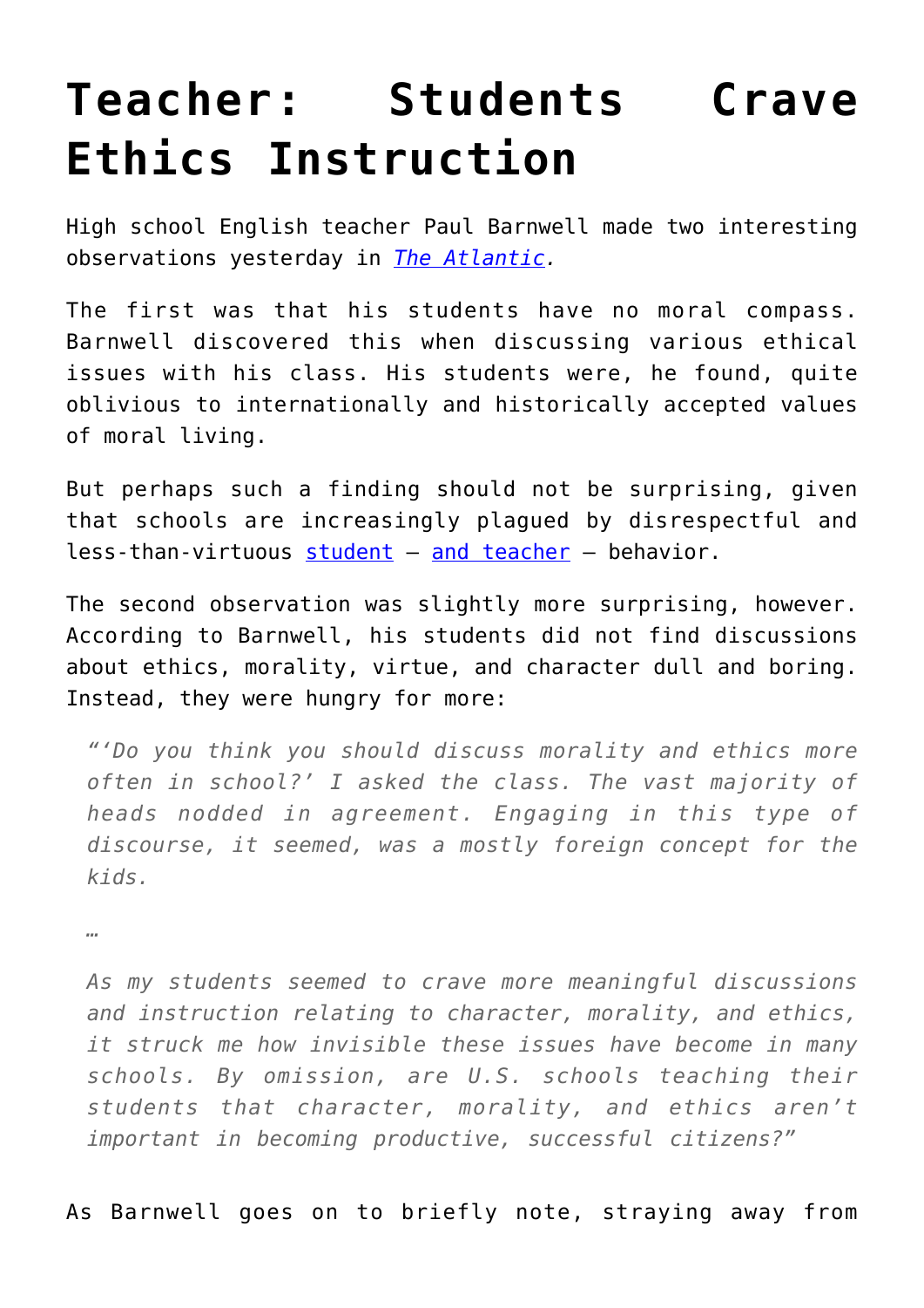# Teacher: Students Crave Ethics Instruction

High school English teacher Paul Barnwell made two interesting observations yesterday in *The Atlantic.*

The first was that his students have no moral compass. Barnwell discovered this when discussing various ethical issues with his class. His students were, he found, quite oblivious to internationally and historically accepted values of moral living.

But perhaps such a finding should not be surprising, given that schools are increasingly plagued by disrespectful and less-than-virtuous student – and teacher – behavior.

The second observation was slightly more surprising, however. According to Barnwell, his students did not find discussions about ethics, morality, virtue, and character dull and boring. Instead, they were hungry for more:

> *"'Do you think you should discuss morality and ethics more often in school?' I asked the class. The vast majority of heads nodded in agreement. Engaging in this type of discourse, it seemed, was a mostly foreign concept for the kids.*
>
> …
>
> *As my students seemed to crave more meaningful discussions and instruction relating to character, morality, and ethics, it struck me how invisible these issues have become in many schools. By omission, are U.S. schools teaching their students that character, morality, and ethics aren't important in becoming productive, successful citizens?"*

As Barnwell goes on to briefly note, straying away from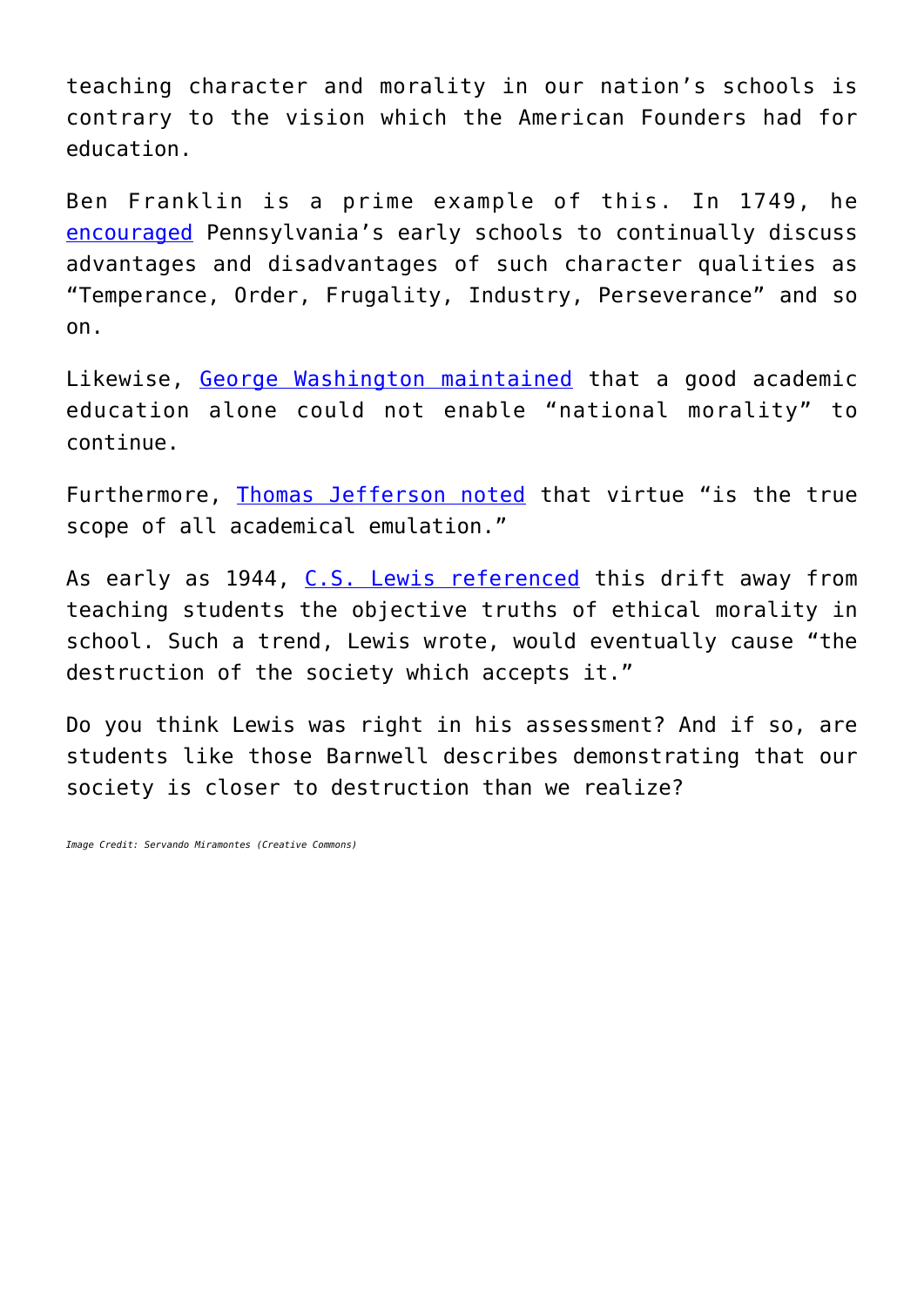teaching character and morality in our nation's schools is contrary to the vision which the American Founders had for education.

Ben Franklin is a prime example of this. In 1749, he encouraged Pennsylvania's early schools to continually discuss advantages and disadvantages of such character qualities as "Temperance, Order, Frugality, Industry, Perseverance" and so on.

Likewise, George Washington maintained that a good academic education alone could not enable "national morality" to continue.

Furthermore, Thomas Jefferson noted that virtue "is the true scope of all academical emulation."

As early as 1944, C.S. Lewis referenced this drift away from teaching students the objective truths of ethical morality in school. Such a trend, Lewis wrote, would eventually cause "the destruction of the society which accepts it."

Do you think Lewis was right in his assessment? And if so, are students like those Barnwell describes demonstrating that our society is closer to destruction than we realize?

*Image Credit: Servando Miramontes (Creative Commons)*